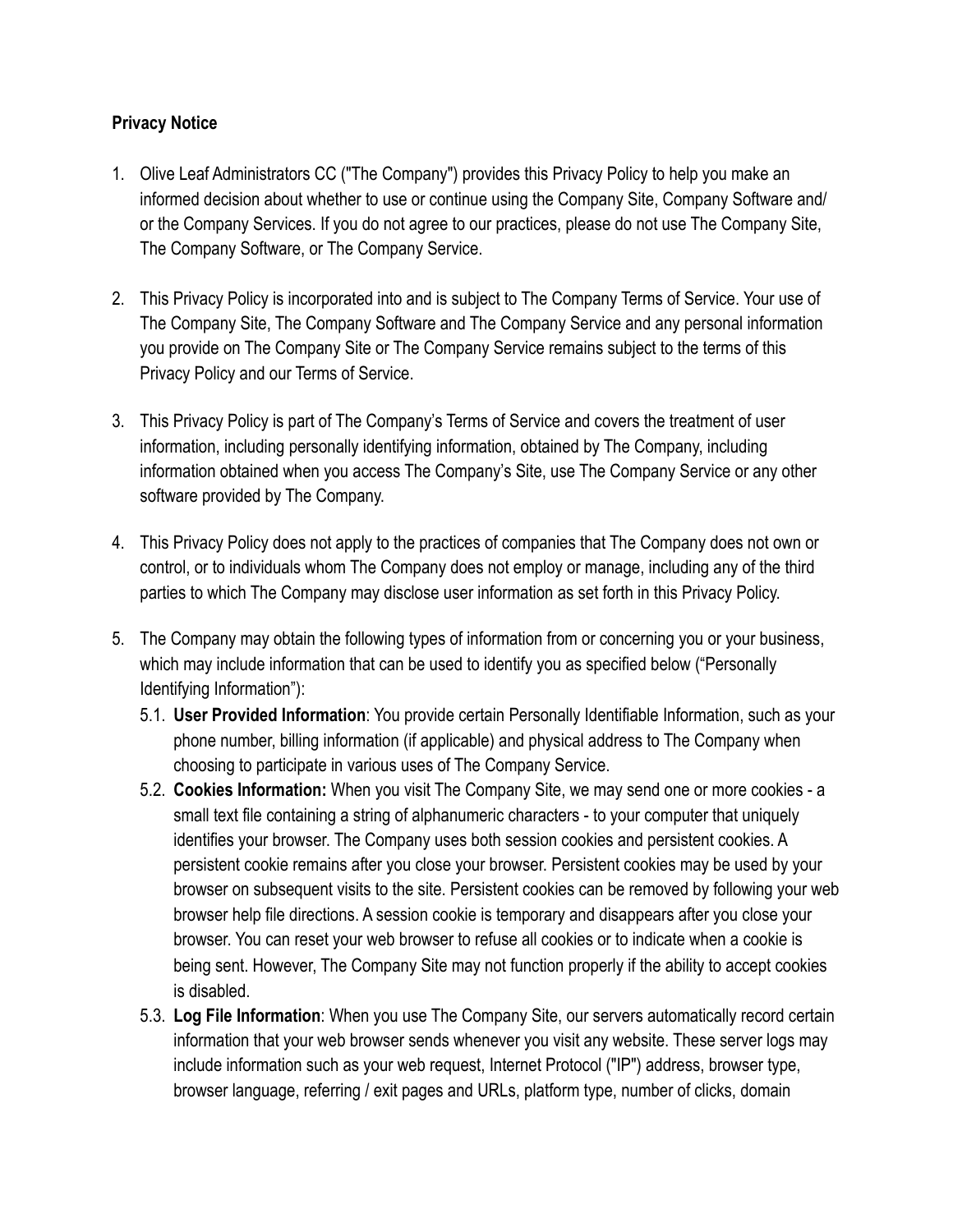**Privacy Notice**

1. Olive Leaf Administrators CC ("The Company") provides this Privacy Policy to help you make an informed decision about whether to use or continue using the Company Site, Company Software and/ or the Company Services. If you do not agree to our practices, please do not use The Company Site, The Company Software, or The Company Service.

2. This Privacy Policy is incorporated into and is subject to The Company Terms of Service. Your use of The Company Site, The Company Software and The Company Service and any personal information you provide on The Company Site or The Company Service remains subject to the terms of this Privacy Policy and our Terms of Service.

3. This Privacy Policy is part of The Company's Terms of Service and covers the treatment of user information, including personally identifying information, obtained by The Company, including information obtained when you access The Company's Site, use The Company Service or any other software provided by The Company.

4. This Privacy Policy does not apply to the practices of companies that The Company does not own or control, or to individuals whom The Company does not employ or manage, including any of the third parties to which The Company may disclose user information as set forth in this Privacy Policy.

5. The Company may obtain the following types of information from or concerning you or your business, which may include information that can be used to identify you as specified below ("Personally Identifying Information"):
   5.1. **User Provided Information**: You provide certain Personally Identifiable Information, such as your phone number, billing information (if applicable) and physical address to The Company when choosing to participate in various uses of The Company Service.
   5.2. **Cookies Information:** When you visit The Company Site, we may send one or more cookies - a small text file containing a string of alphanumeric characters - to your computer that uniquely identifies your browser. The Company uses both session cookies and persistent cookies. A persistent cookie remains after you close your browser. Persistent cookies may be used by your browser on subsequent visits to the site. Persistent cookies can be removed by following your web browser help file directions. A session cookie is temporary and disappears after you close your browser. You can reset your web browser to refuse all cookies or to indicate when a cookie is being sent. However, The Company Site may not function properly if the ability to accept cookies is disabled.
   5.3. **Log File Information**: When you use The Company Site, our servers automatically record certain information that your web browser sends whenever you visit any website. These server logs may include information such as your web request, Internet Protocol ("IP") address, browser type, browser language, referring / exit pages and URLs, platform type, number of clicks, domain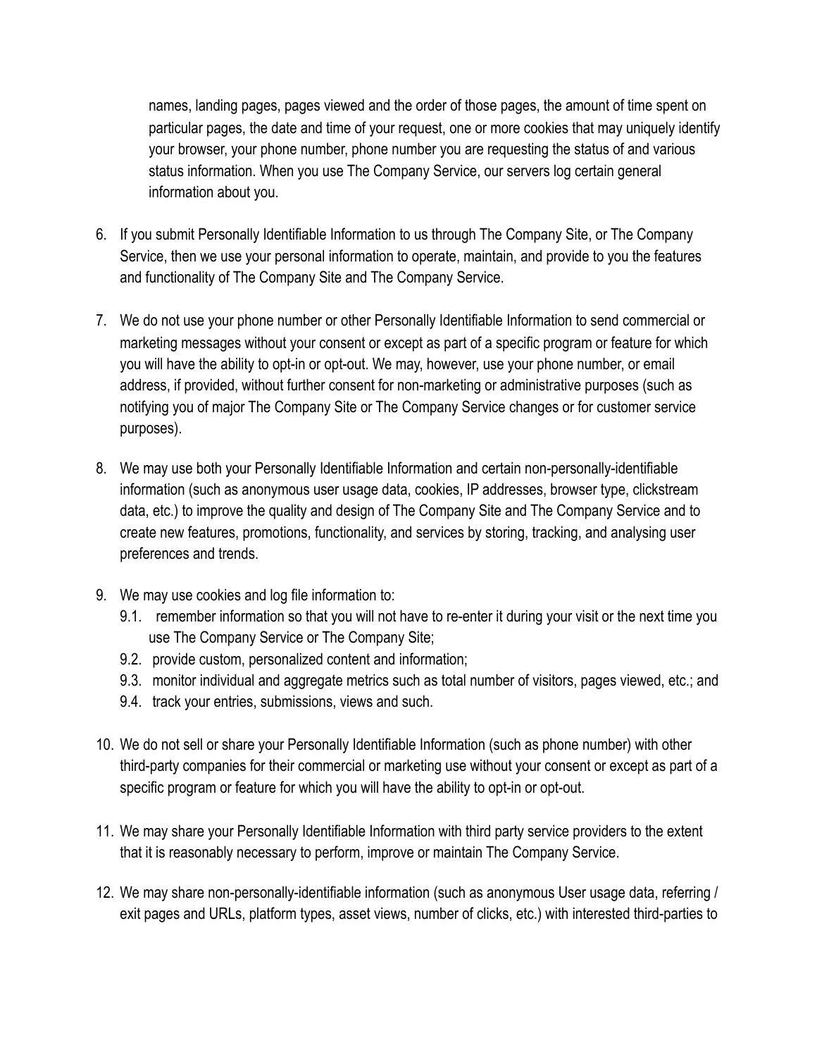names, landing pages, pages viewed and the order of those pages, the amount of time spent on particular pages, the date and time of your request, one or more cookies that may uniquely identify your browser, your phone number, phone number you are requesting the status of and various status information. When you use The Company Service, our servers log certain general information about you.

6. If you submit Personally Identifiable Information to us through The Company Site, or The Company Service, then we use your personal information to operate, maintain, and provide to you the features and functionality of The Company Site and The Company Service.

7. We do not use your phone number or other Personally Identifiable Information to send commercial or marketing messages without your consent or except as part of a specific program or feature for which you will have the ability to opt-in or opt-out. We may, however, use your phone number, or email address, if provided, without further consent for non-marketing or administrative purposes (such as notifying you of major The Company Site or The Company Service changes or for customer service purposes).

8. We may use both your Personally Identifiable Information and certain non-personally-identifiable information (such as anonymous user usage data, cookies, IP addresses, browser type, clickstream data, etc.) to improve the quality and design of The Company Site and The Company Service and to create new features, promotions, functionality, and services by storing, tracking, and analysing user preferences and trends.

9. We may use cookies and log file information to:
   9.1. remember information so that you will not have to re-enter it during your visit or the next time you use The Company Service or The Company Site;
   9.2. provide custom, personalized content and information;
   9.3. monitor individual and aggregate metrics such as total number of visitors, pages viewed, etc.; and
   9.4. track your entries, submissions, views and such.

10. We do not sell or share your Personally Identifiable Information (such as phone number) with other third-party companies for their commercial or marketing use without your consent or except as part of a specific program or feature for which you will have the ability to opt-in or opt-out.

11. We may share your Personally Identifiable Information with third party service providers to the extent that it is reasonably necessary to perform, improve or maintain The Company Service.

12. We may share non-personally-identifiable information (such as anonymous User usage data, referring / exit pages and URLs, platform types, asset views, number of clicks, etc.) with interested third-parties to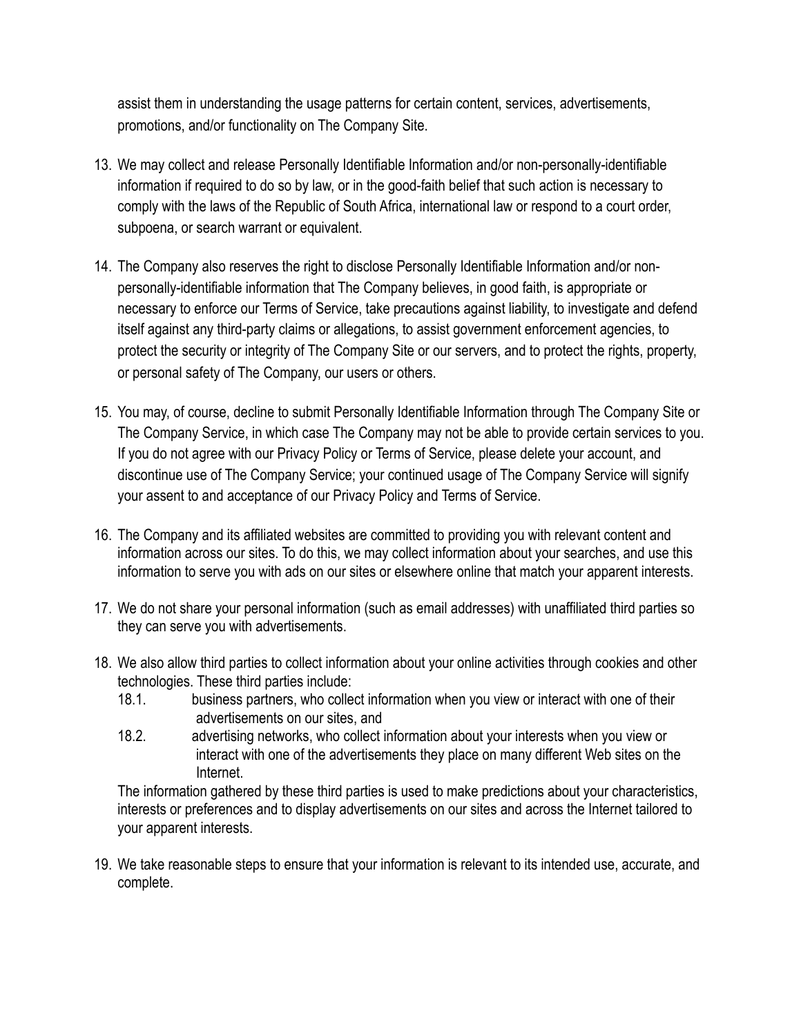assist them in understanding the usage patterns for certain content, services, advertisements, promotions, and/or functionality on The Company Site.

13. We may collect and release Personally Identifiable Information and/or non-personally-identifiable information if required to do so by law, or in the good-faith belief that such action is necessary to comply with the laws of the Republic of South Africa, international law or respond to a court order, subpoena, or search warrant or equivalent.

14. The Company also reserves the right to disclose Personally Identifiable Information and/or non-personally-identifiable information that The Company believes, in good faith, is appropriate or necessary to enforce our Terms of Service, take precautions against liability, to investigate and defend itself against any third-party claims or allegations, to assist government enforcement agencies, to protect the security or integrity of The Company Site or our servers, and to protect the rights, property, or personal safety of The Company, our users or others.

15. You may, of course, decline to submit Personally Identifiable Information through The Company Site or The Company Service, in which case The Company may not be able to provide certain services to you. If you do not agree with our Privacy Policy or Terms of Service, please delete your account, and discontinue use of The Company Service; your continued usage of The Company Service will signify your assent to and acceptance of our Privacy Policy and Terms of Service.

16. The Company and its affiliated websites are committed to providing you with relevant content and information across our sites. To do this, we may collect information about your searches, and use this information to serve you with ads on our sites or elsewhere online that match your apparent interests.

17. We do not share your personal information (such as email addresses) with unaffiliated third parties so they can serve you with advertisements.

18. We also allow third parties to collect information about your online activities through cookies and other technologies. These third parties include:
    - 18.1. business partners, who collect information when you view or interact with one of their advertisements on our sites, and
    - 18.2. advertising networks, who collect information about your interests when you view or interact with one of the advertisements they place on many different Web sites on the Internet.

    The information gathered by these third parties is used to make predictions about your characteristics, interests or preferences and to display advertisements on our sites and across the Internet tailored to your apparent interests.

19. We take reasonable steps to ensure that your information is relevant to its intended use, accurate, and complete.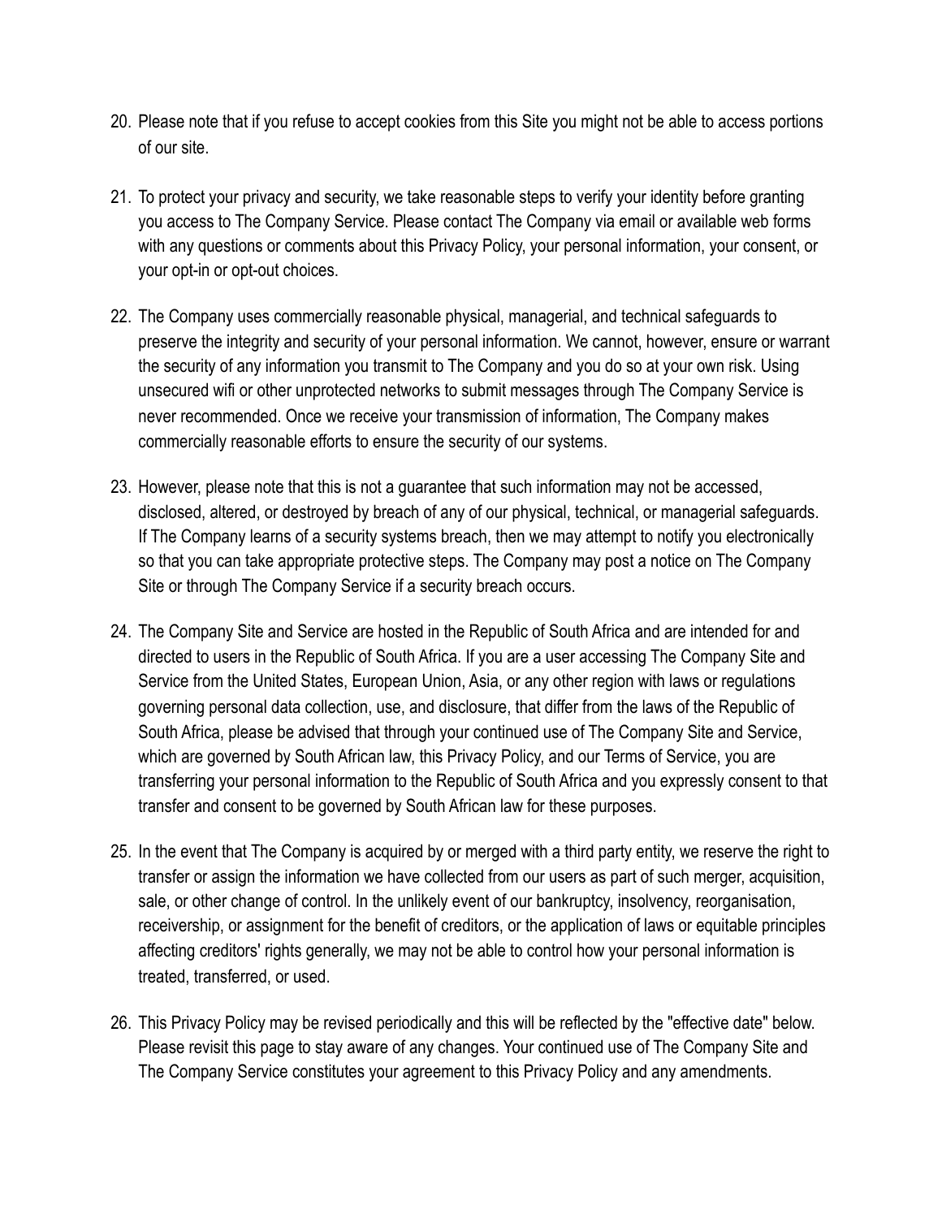20. Please note that if you refuse to accept cookies from this Site you might not be able to access portions of our site.

21. To protect your privacy and security, we take reasonable steps to verify your identity before granting you access to The Company Service. Please contact The Company via email or available web forms with any questions or comments about this Privacy Policy, your personal information, your consent, or your opt-in or opt-out choices.

22. The Company uses commercially reasonable physical, managerial, and technical safeguards to preserve the integrity and security of your personal information. We cannot, however, ensure or warrant the security of any information you transmit to The Company and you do so at your own risk. Using unsecured wifi or other unprotected networks to submit messages through The Company Service is never recommended. Once we receive your transmission of information, The Company makes commercially reasonable efforts to ensure the security of our systems.

23. However, please note that this is not a guarantee that such information may not be accessed, disclosed, altered, or destroyed by breach of any of our physical, technical, or managerial safeguards. If The Company learns of a security systems breach, then we may attempt to notify you electronically so that you can take appropriate protective steps. The Company may post a notice on The Company Site or through The Company Service if a security breach occurs.

24. The Company Site and Service are hosted in the Republic of South Africa and are intended for and directed to users in the Republic of South Africa. If you are a user accessing The Company Site and Service from the United States, European Union, Asia, or any other region with laws or regulations governing personal data collection, use, and disclosure, that differ from the laws of the Republic of South Africa, please be advised that through your continued use of The Company Site and Service, which are governed by South African law, this Privacy Policy, and our Terms of Service, you are transferring your personal information to the Republic of South Africa and you expressly consent to that transfer and consent to be governed by South African law for these purposes.

25. In the event that The Company is acquired by or merged with a third party entity, we reserve the right to transfer or assign the information we have collected from our users as part of such merger, acquisition, sale, or other change of control. In the unlikely event of our bankruptcy, insolvency, reorganisation, receivership, or assignment for the benefit of creditors, or the application of laws or equitable principles affecting creditors' rights generally, we may not be able to control how your personal information is treated, transferred, or used.

26. This Privacy Policy may be revised periodically and this will be reflected by the "effective date" below. Please revisit this page to stay aware of any changes. Your continued use of The Company Site and The Company Service constitutes your agreement to this Privacy Policy and any amendments.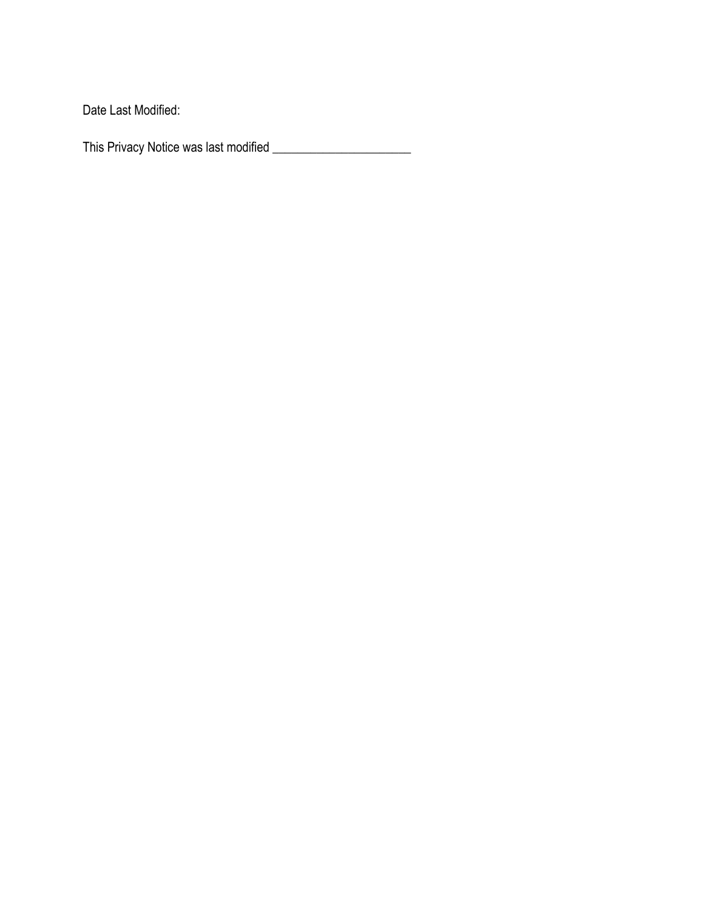Date Last Modified:

This Privacy Notice was last modified ______________________